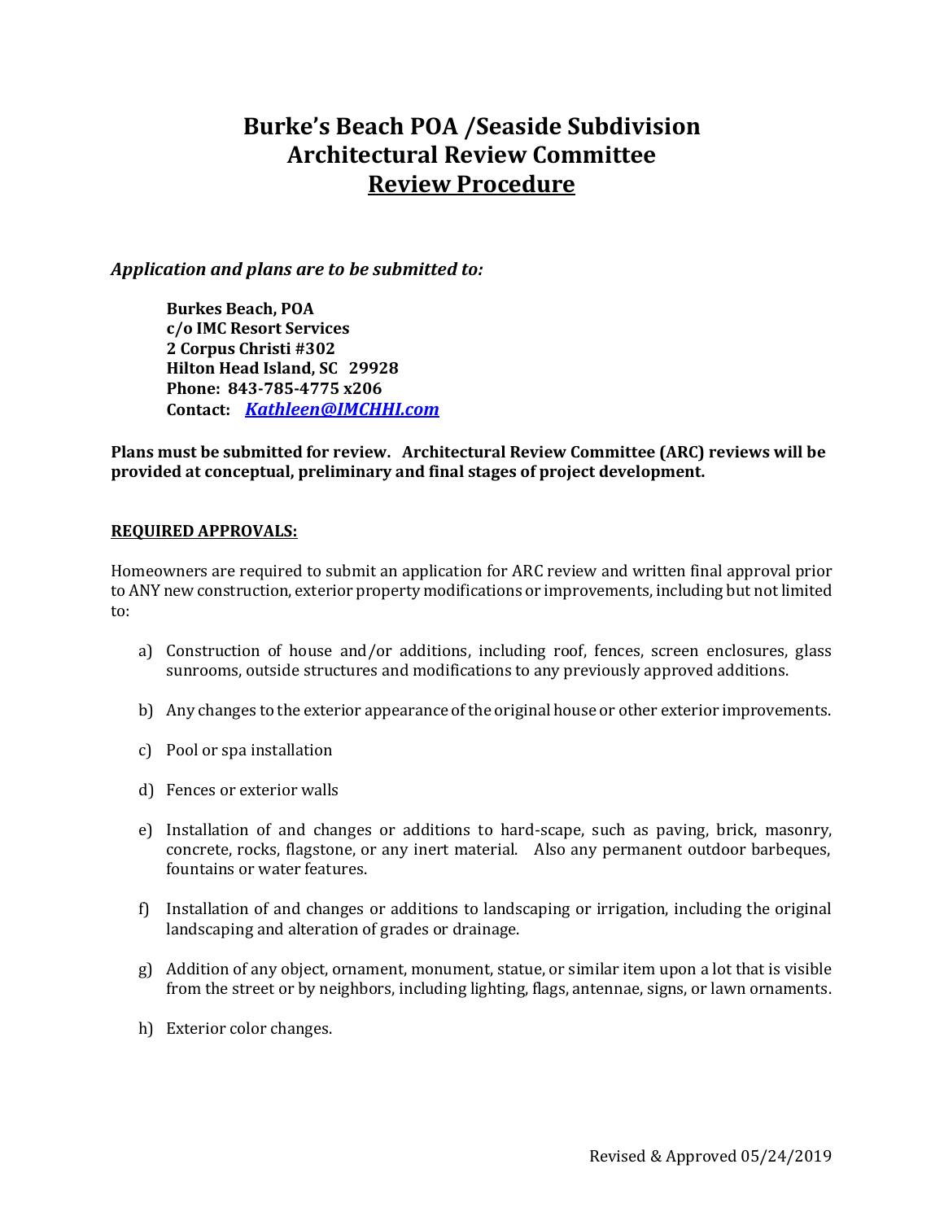# Burke's Beach POA /Seaside Subdivision
# Architectural Review Committee
# Review Procedure

***Application and plans are to be submitted to:***

> **Burkes Beach, POA**
> **c/o IMC Resort Services**
> **2 Corpus Christi #302**
> **Hilton Head Island, SC 29928**
> **Phone: 843-785-4775 x206**
> **Contact:** ***Kathleen@IMCHHI.com***

**Plans must be submitted for review. Architectural Review Committee (ARC) reviews will be provided at conceptual, preliminary and final stages of project development.**

## REQUIRED APPROVALS:

Homeowners are required to submit an application for ARC review and written final approval prior to ANY new construction, exterior property modifications or improvements, including but not limited to:

a) Construction of house and/or additions, including roof, fences, screen enclosures, glass sunrooms, outside structures and modifications to any previously approved additions.

b) Any changes to the exterior appearance of the original house or other exterior improvements.

c) Pool or spa installation

d) Fences or exterior walls

e) Installation of and changes or additions to hard-scape, such as paving, brick, masonry, concrete, rocks, flagstone, or any inert material. Also any permanent outdoor barbeques, fountains or water features.

f) Installation of and changes or additions to landscaping or irrigation, including the original landscaping and alteration of grades or drainage.

g) Addition of any object, ornament, monument, statue, or similar item upon a lot that is visible from the street or by neighbors, including lighting, flags, antennae, signs, or lawn ornaments.

h) Exterior color changes.

Revised & Approved 05/24/2019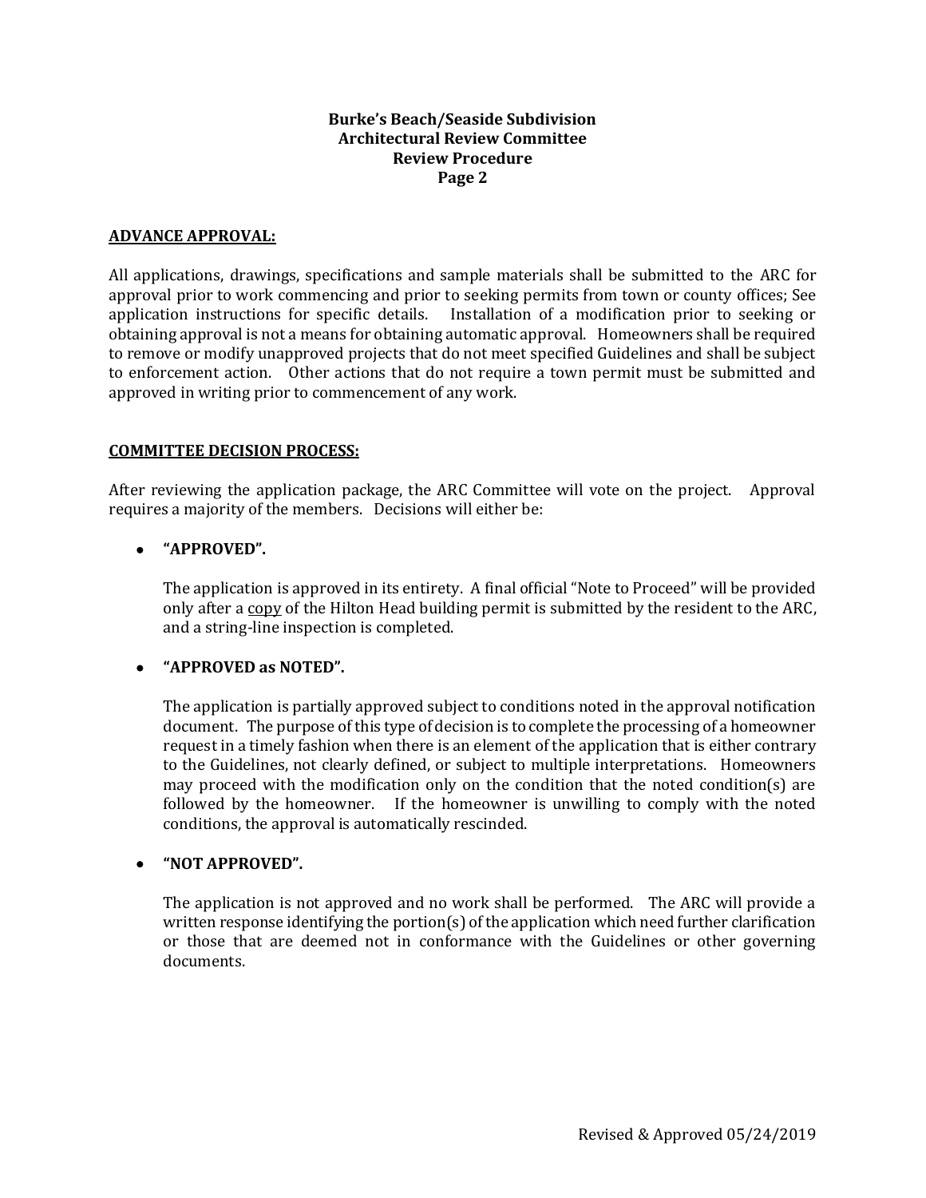## ADVANCE APPROVAL:

All applications, drawings, specifications and sample materials shall be submitted to the ARC for approval prior to work commencing and prior to seeking permits from town or county offices; See application instructions for specific details. Installation of a modification prior to seeking or obtaining approval is not a means for obtaining automatic approval. Homeowners shall be required to remove or modify unapproved projects that do not meet specified Guidelines and shall be subject to enforcement action. Other actions that do not require a town permit must be submitted and approved in writing prior to commencement of any work.

## COMMITTEE DECISION PROCESS:

After reviewing the application package, the ARC Committee will vote on the project. Approval requires a majority of the members. Decisions will either be:

- **"APPROVED".**

  The application is approved in its entirety. A final official "Note to Proceed" will be provided only after a copy of the Hilton Head building permit is submitted by the resident to the ARC, and a string-line inspection is completed.

- **"APPROVED as NOTED".**

  The application is partially approved subject to conditions noted in the approval notification document. The purpose of this type of decision is to complete the processing of a homeowner request in a timely fashion when there is an element of the application that is either contrary to the Guidelines, not clearly defined, or subject to multiple interpretations. Homeowners may proceed with the modification only on the condition that the noted condition(s) are followed by the homeowner. If the homeowner is unwilling to comply with the noted conditions, the approval is automatically rescinded.

- **"NOT APPROVED".**

  The application is not approved and no work shall be performed. The ARC will provide a written response identifying the portion(s) of the application which need further clarification or those that are deemed not in conformance with the Guidelines or other governing documents.

Revised & Approved 05/24/2019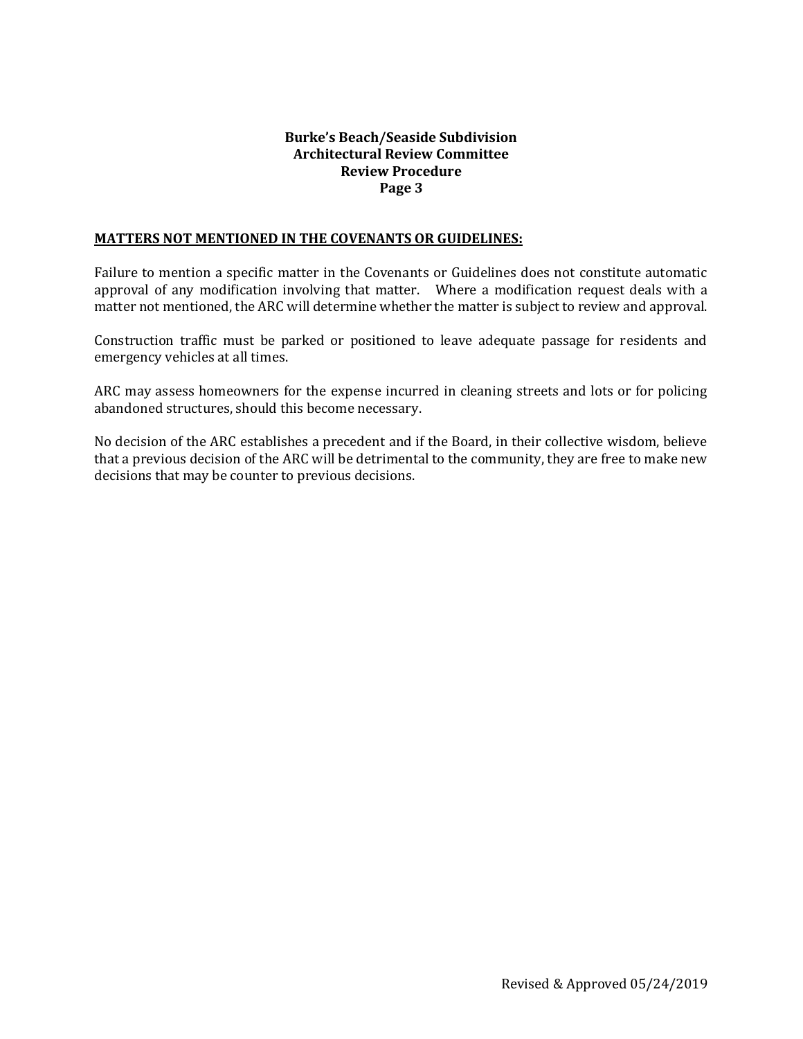**MATTERS NOT MENTIONED IN THE COVENANTS OR GUIDELINES:**

Failure to mention a specific matter in the Covenants or Guidelines does not constitute automatic approval of any modification involving that matter. Where a modification request deals with a matter not mentioned, the ARC will determine whether the matter is subject to review and approval.

Construction traffic must be parked or positioned to leave adequate passage for residents and emergency vehicles at all times.

ARC may assess homeowners for the expense incurred in cleaning streets and lots or for policing abandoned structures, should this become necessary.

No decision of the ARC establishes a precedent and if the Board, in their collective wisdom, believe that a previous decision of the ARC will be detrimental to the community, they are free to make new decisions that may be counter to previous decisions.